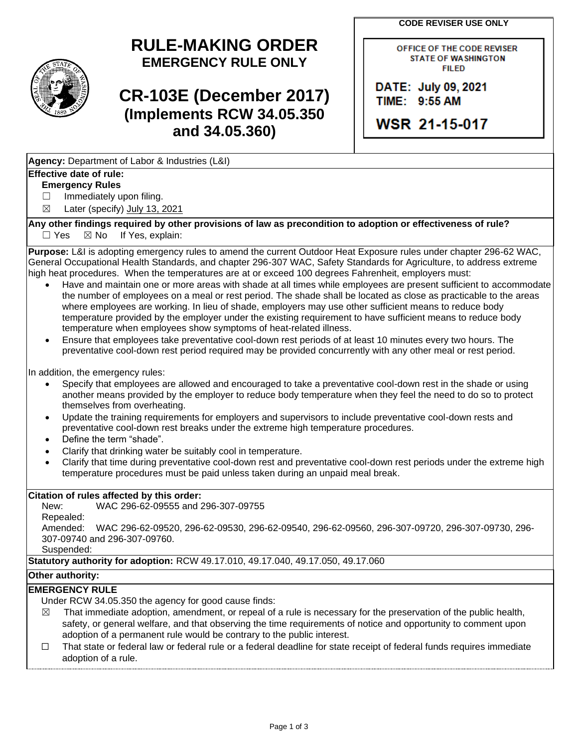# RULE-MAKING ORDER

**EMERGENCY RULE ONLY**

# CR-103E (December 2017)

**(Implements RCW 34.05.350 and 34.05.360)**

**CODE REVISER USE ONLY**

OFFICE OF THE CODE REVISER
STATE OF WASHINGTON
FILED

DATE: July 09, 2021
TIME: 9:55 AM

WSR 21-15-017

**Agency:** Department of Labor & Industries (L&I)

**Effective date of rule:**

**Emergency Rules**

☐ Immediately upon filing.

☒ Later (specify) July 13, 2021

**Any other findings required by other provisions of law as precondition to adoption or effectiveness of rule?**

☐ Yes ☒ No If Yes, explain:

**Purpose:** L&I is adopting emergency rules to amend the current Outdoor Heat Exposure rules under chapter 296-62 WAC, General Occupational Health Standards, and chapter 296-307 WAC, Safety Standards for Agriculture, to address extreme high heat procedures. When the temperatures are at or exceed 100 degrees Fahrenheit, employers must:

- Have and maintain one or more areas with shade at all times while employees are present sufficient to accommodate the number of employees on a meal or rest period. The shade shall be located as close as practicable to the areas where employees are working. In lieu of shade, employers may use other sufficient means to reduce body temperature provided by the employer under the existing requirement to have sufficient means to reduce body temperature when employees show symptoms of heat-related illness.
- Ensure that employees take preventative cool-down rest periods of at least 10 minutes every two hours. The preventative cool-down rest period required may be provided concurrently with any other meal or rest period.

In addition, the emergency rules:

- Specify that employees are allowed and encouraged to take a preventative cool-down rest in the shade or using another means provided by the employer to reduce body temperature when they feel the need to do so to protect themselves from overheating.
- Update the training requirements for employers and supervisors to include preventative cool-down rests and preventative cool-down rest breaks under the extreme high temperature procedures.
- Define the term "shade".
- Clarify that drinking water be suitably cool in temperature.
- Clarify that time during preventative cool-down rest and preventative cool-down rest periods under the extreme high temperature procedures must be paid unless taken during an unpaid meal break.

**Citation of rules affected by this order:**

New: WAC 296-62-09555 and 296-307-09755

Repealed:

Amended: WAC 296-62-09520, 296-62-09530, 296-62-09540, 296-62-09560, 296-307-09720, 296-307-09730, 296-307-09740 and 296-307-09760.

Suspended:

**Statutory authority for adoption:** RCW 49.17.010, 49.17.040, 49.17.050, 49.17.060

**Other authority:**

**EMERGENCY RULE**

Under RCW 34.05.350 the agency for good cause finds:

☒ That immediate adoption, amendment, or repeal of a rule is necessary for the preservation of the public health, safety, or general welfare, and that observing the time requirements of notice and opportunity to comment upon adoption of a permanent rule would be contrary to the public interest.

☐ That state or federal law or federal rule or a federal deadline for state receipt of federal funds requires immediate adoption of a rule.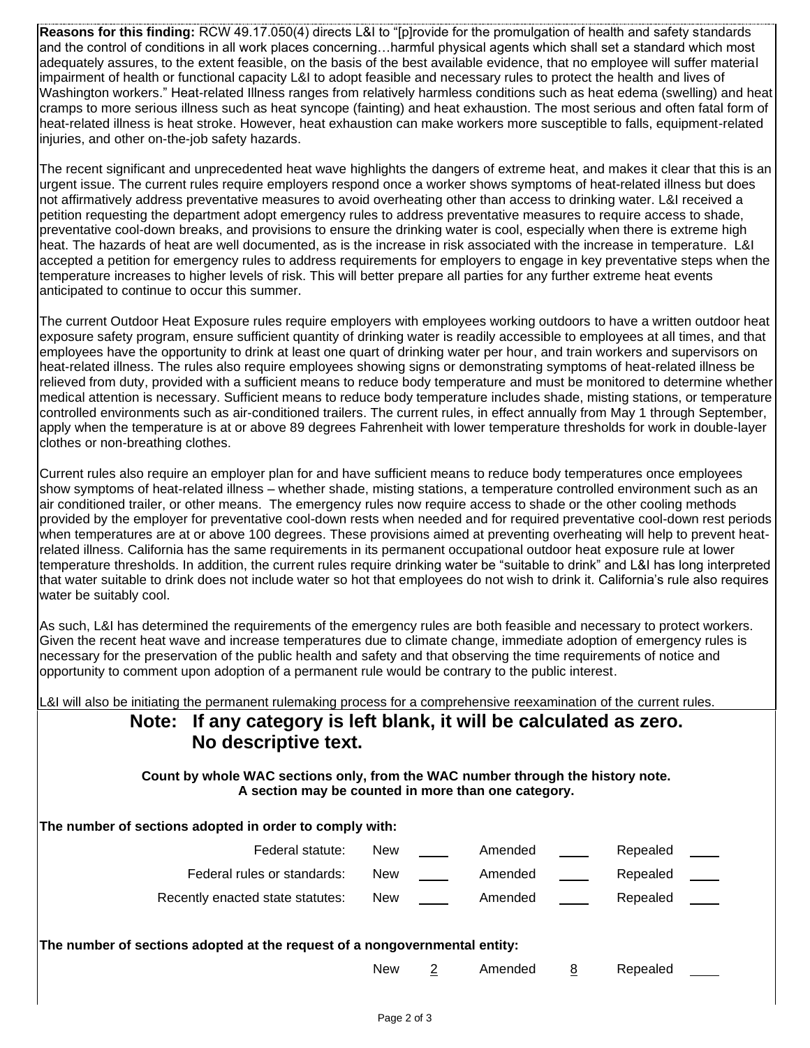**Reasons for this finding:** RCW 49.17.050(4) directs L&I to "[p]rovide for the promulgation of health and safety standards and the control of conditions in all work places concerning…harmful physical agents which shall set a standard which most adequately assures, to the extent feasible, on the basis of the best available evidence, that no employee will suffer material impairment of health or functional capacity L&I to adopt feasible and necessary rules to protect the health and lives of Washington workers." Heat-related Illness ranges from relatively harmless conditions such as heat edema (swelling) and heat cramps to more serious illness such as heat syncope (fainting) and heat exhaustion. The most serious and often fatal form of heat-related illness is heat stroke. However, heat exhaustion can make workers more susceptible to falls, equipment-related injuries, and other on-the-job safety hazards.

The recent significant and unprecedented heat wave highlights the dangers of extreme heat, and makes it clear that this is an urgent issue. The current rules require employers respond once a worker shows symptoms of heat-related illness but does not affirmatively address preventative measures to avoid overheating other than access to drinking water. L&I received a petition requesting the department adopt emergency rules to address preventative measures to require access to shade, preventative cool-down breaks, and provisions to ensure the drinking water is cool, especially when there is extreme high heat. The hazards of heat are well documented, as is the increase in risk associated with the increase in temperature. L&I accepted a petition for emergency rules to address requirements for employers to engage in key preventative steps when the temperature increases to higher levels of risk. This will better prepare all parties for any further extreme heat events anticipated to continue to occur this summer.

The current Outdoor Heat Exposure rules require employers with employees working outdoors to have a written outdoor heat exposure safety program, ensure sufficient quantity of drinking water is readily accessible to employees at all times, and that employees have the opportunity to drink at least one quart of drinking water per hour, and train workers and supervisors on heat-related illness. The rules also require employees showing signs or demonstrating symptoms of heat-related illness be relieved from duty, provided with a sufficient means to reduce body temperature and must be monitored to determine whether medical attention is necessary. Sufficient means to reduce body temperature includes shade, misting stations, or temperature controlled environments such as air-conditioned trailers. The current rules, in effect annually from May 1 through September, apply when the temperature is at or above 89 degrees Fahrenheit with lower temperature thresholds for work in double-layer clothes or non-breathing clothes.

Current rules also require an employer plan for and have sufficient means to reduce body temperatures once employees show symptoms of heat-related illness – whether shade, misting stations, a temperature controlled environment such as an air conditioned trailer, or other means. The emergency rules now require access to shade or the other cooling methods provided by the employer for preventative cool-down rests when needed and for required preventative cool-down rest periods when temperatures are at or above 100 degrees. These provisions aimed at preventing overheating will help to prevent heat-related illness. California has the same requirements in its permanent occupational outdoor heat exposure rule at lower temperature thresholds. In addition, the current rules require drinking water be "suitable to drink" and L&I has long interpreted that water suitable to drink does not include water so hot that employees do not wish to drink it. California's rule also requires water be suitably cool.

As such, L&I has determined the requirements of the emergency rules are both feasible and necessary to protect workers. Given the recent heat wave and increase temperatures due to climate change, immediate adoption of emergency rules is necessary for the preservation of the public health and safety and that observing the time requirements of notice and opportunity to comment upon adoption of a permanent rule would be contrary to the public interest.

L&I will also be initiating the permanent rulemaking process for a comprehensive reexamination of the current rules.

## Note: If any category is left blank, it will be calculated as zero. No descriptive text.

**Count by whole WAC sections only, from the WAC number through the history note. A section may be counted in more than one category.**

**The number of sections adopted in order to comply with:**

| | New | | Amended | | Repealed | |
|---|---|---|---|---|---|---|
| Federal statute: | New | ___ | Amended | ___ | Repealed | ___ |
| Federal rules or standards: | New | ___ | Amended | ___ | Repealed | ___ |
| Recently enacted state statutes: | New | ___ | Amended | ___ | Repealed | ___ |

**The number of sections adopted at the request of a nongovernmental entity:**

| New | | Amended | | Repealed | |
|---|---|---|---|---|---|
| New | 2 | Amended | 8 | Repealed | ___ |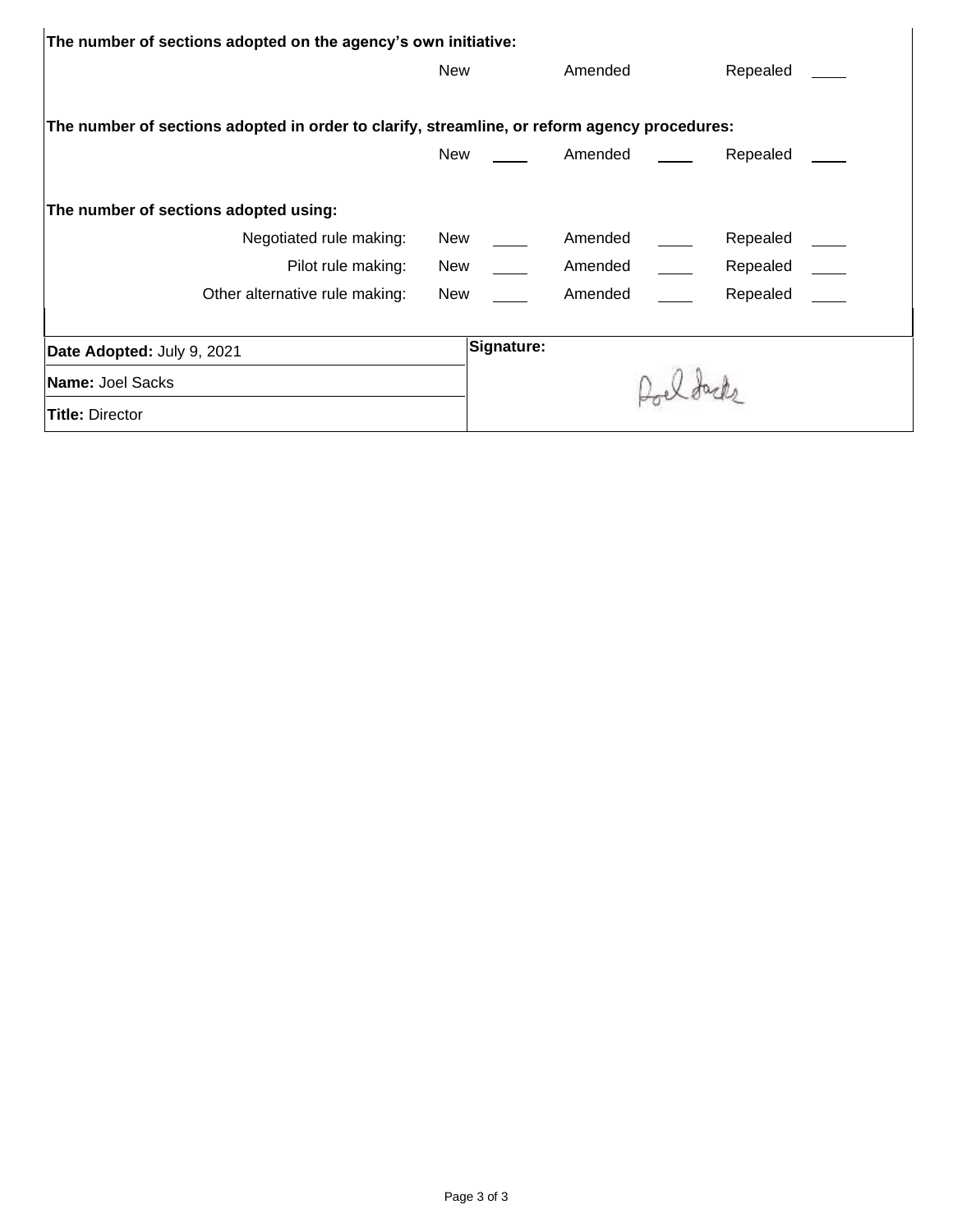**The number of sections adopted on the agency's own initiative:**

| | | | | | | |
|---|---|---|---|---|---|---|
| | New | | Amended | | Repealed | |

**The number of sections adopted in order to clarify, streamline, or reform agency procedures:**

| | | | | | | |
|---|---|---|---|---|---|---|
| | New | | Amended | | Repealed | |

**The number of sections adopted using:**

| | | | | | | |
|---|---|---|---|---|---|---|
| Negotiated rule making: | New | | Amended | | Repealed | |
| Pilot rule making: | New | | Amended | | Repealed | |
| Other alternative rule making: | New | | Amended | | Repealed | |

| | |
|---|---|
| **Date Adopted:** July 9, 2021 | **Signature:** Joel Sacks |
| **Name:** Joel Sacks | |
| **Title:** Director | |